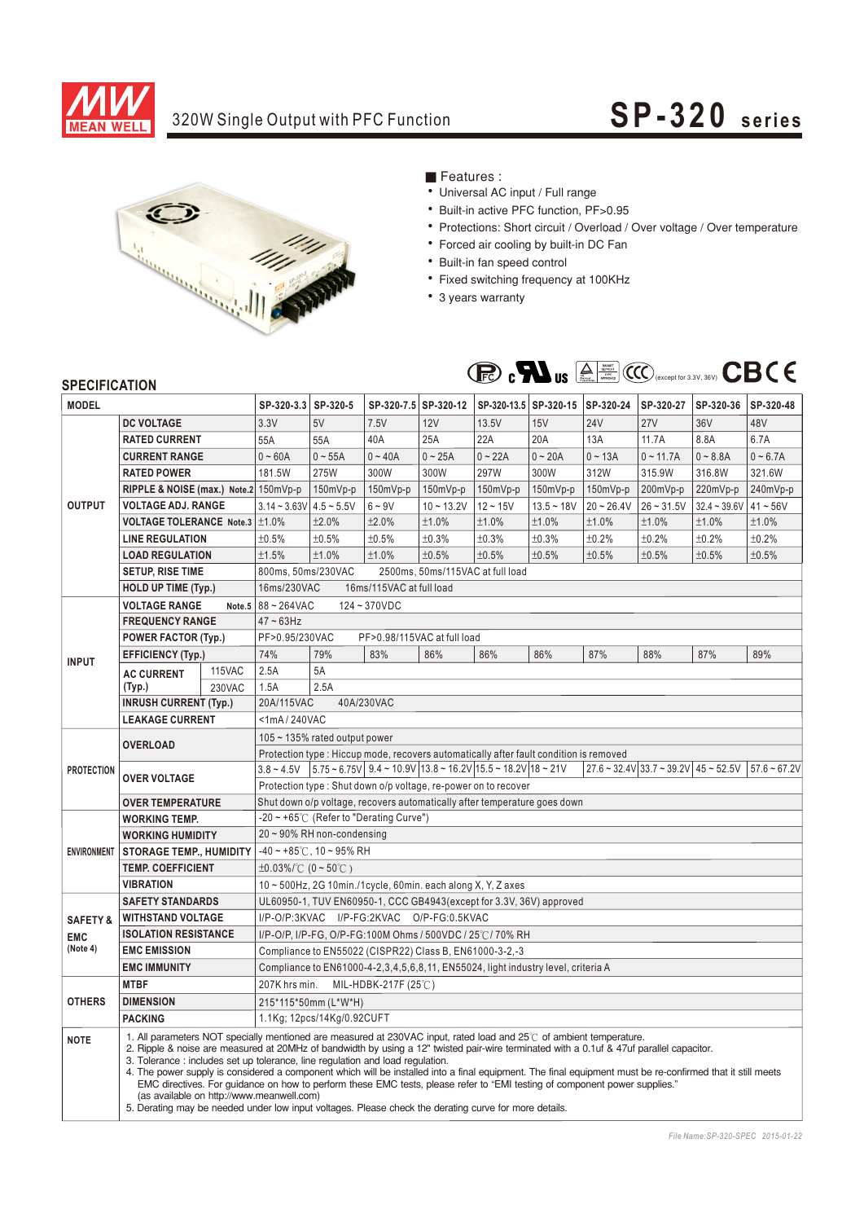# 320W Single Output with PFC Function

## SP-320 series

■ Features :

- Universal AC input / Full range
- Built-in active PFC function, PF>0.95
- Protections: Short circuit / Overload / Over voltage / Over temperature
- Forced air cooling by built-in DC Fan
- Built-in fan speed control
- Fixed switching frequency at 100KHz
- 3 years warranty

(except for 3.3V, 36V)

## SPECIFICATION

| MODEL | | SP-320-3.3 | SP-320-5 | SP-320-7.5 | SP-320-12 | SP-320-13.5 | SP-320-15 | SP-320-24 | SP-320-27 | SP-320-36 | SP-320-48 |
|---|---|---|---|---|---|---|---|---|---|---|---|
| OUTPUT | DC VOLTAGE | 3.3V | 5V | 7.5V | 12V | 13.5V | 15V | 24V | 27V | 36V | 48V |
| | RATED CURRENT | 55A | 55A | 40A | 25A | 22A | 20A | 13A | 11.7A | 8.8A | 6.7A |
| | CURRENT RANGE | 0 ~ 60A | 0 ~ 55A | 0 ~ 40A | 0 ~ 25A | 0 ~ 22A | 0 ~ 20A | 0 ~ 13A | 0 ~ 11.7A | 0 ~ 8.8A | 0 ~ 6.7A |
| | RATED POWER | 181.5W | 275W | 300W | 300W | 297W | 300W | 312W | 315.9W | 316.8W | 321.6W |
| | RIPPLE & NOISE (max.) Note.2 | 150mVp-p | 150mVp-p | 150mVp-p | 150mVp-p | 150mVp-p | 150mVp-p | 150mVp-p | 200mVp-p | 220mVp-p | 240mVp-p |
| | VOLTAGE ADJ. RANGE | 3.14 ~ 3.63V | 4.5 ~ 5.5V | 6 ~ 9V | 10 ~ 13.2V | 12 ~ 15V | 13.5 ~ 18V | 20 ~ 26.4V | 26 ~ 31.5V | 32.4 ~ 39.6V | 41 ~ 56V |
| | VOLTAGE TOLERANCE Note.3 | ±1.0% | ±2.0% | ±2.0% | ±1.0% | ±1.0% | ±1.0% | ±1.0% | ±1.0% | ±1.0% | ±1.0% |
| | LINE REGULATION | ±0.5% | ±0.5% | ±0.5% | ±0.3% | ±0.3% | ±0.3% | ±0.2% | ±0.2% | ±0.2% | ±0.2% |
| | LOAD REGULATION | ±1.5% | ±1.0% | ±1.0% | ±0.5% | ±0.5% | ±0.5% | ±0.5% | ±0.5% | ±0.5% | ±0.5% |
| | SETUP, RISE TIME | 800ms, 50ms/230VAC 2500ms, 50ms/115VAC at full load | | | | | | | | | |
| | HOLD UP TIME (Typ.) | 16ms/230VAC 16ms/115VAC at full load | | | | | | | | | |
| INPUT | VOLTAGE RANGE Note.5 | 88 ~ 264VAC 124 ~ 370VDC | | | | | | | | | |
| | FREQUENCY RANGE | 47 ~ 63Hz | | | | | | | | | |
| | POWER FACTOR (Typ.) | PF>0.95/230VAC PF>0.98/115VAC at full load | | | | | | | | | |
| | EFFICIENCY (Typ.) | 74% | 79% | 83% | 86% | 86% | 86% | 87% | 88% | 87% | 89% |
| | AC CURRENT (Typ.) 115VAC | 2.5A | 5A | | | | | | | | |
| | AC CURRENT (Typ.) 230VAC | 1.5A | 2.5A | | | | | | | | |
| | INRUSH CURRENT (Typ.) | 20A/115VAC 40A/230VAC | | | | | | | | | |
| | LEAKAGE CURRENT | <1mA / 240VAC | | | | | | | | | |
| PROTECTION | OVERLOAD | 105 ~ 135% rated output power | | | | | | | | | |
| | | Protection type : Hiccup mode, recovers automatically after fault condition is removed | | | | | | | | | |
| | OVER VOLTAGE | 3.8 ~ 4.5V | 5.75 ~ 6.75V | 9.4 ~ 10.9V | 13.8 ~ 16.2V | 15.5 ~ 18.2V | 18 ~ 21V | 27.6 ~ 32.4V | 33.7 ~ 39.2V | 45 ~ 52.5V | 57.6 ~ 67.2V |
| | | Protection type : Shut down o/p voltage, re-power on to recover | | | | | | | | | |
| | OVER TEMPERATURE | Shut down o/p voltage, recovers automatically after temperature goes down | | | | | | | | | |
| ENVIRONMENT | WORKING TEMP. | -20 ~ +65℃ (Refer to "Derating Curve") | | | | | | | | | |
| | WORKING HUMIDITY | 20 ~ 90% RH non-condensing | | | | | | | | | |
| | STORAGE TEMP., HUMIDITY | -40 ~ +85℃, 10 ~ 95% RH | | | | | | | | | |
| | TEMP. COEFFICIENT | ±0.03%/℃ (0 ~ 50℃) | | | | | | | | | |
| | VIBRATION | 10 ~ 500Hz, 2G 10min./1cycle, 60min. each along X, Y, Z axes | | | | | | | | | |
| SAFETY & EMC (Note 4) | SAFETY STANDARDS | UL60950-1, TUV EN60950-1, CCC GB4943(except for 3.3V, 36V) approved | | | | | | | | | |
| | WITHSTAND VOLTAGE | I/P-O/P:3KVAC I/P-FG:2KVAC O/P-FG:0.5KVAC | | | | | | | | | |
| | ISOLATION RESISTANCE | I/P-O/P, I/P-FG, O/P-FG:100M Ohms / 500VDC / 25℃/ 70% RH | | | | | | | | | |
| | EMC EMISSION | Compliance to EN55022 (CISPR22) Class B, EN61000-3-2,-3 | | | | | | | | | |
| | EMC IMMUNITY | Compliance to EN61000-4-2,3,4,5,6,8,11, EN55024, light industry level, criteria A | | | | | | | | | |
| OTHERS | MTBF | 207K hrs min. MIL-HDBK-217F (25℃) | | | | | | | | | |
| | DIMENSION | 215*115*50mm (L*W*H) | | | | | | | | | |
| | PACKING | 1.1Kg; 12pcs/14Kg/0.92CUFT | | | | | | | | | |

**NOTE**

1. All parameters NOT specially mentioned are measured at 230VAC input, rated load and 25℃ of ambient temperature.
2. Ripple & noise are measured at 20MHz of bandwidth by using a 12" twisted pair-wire terminated with a 0.1uf & 47uf parallel capacitor.
3. Tolerance : includes set up tolerance, line regulation and load regulation.
4. The power supply is considered a component which will be installed into a final equipment. The final equipment must be re-confirmed that it still meets EMC directives. For guidance on how to perform these EMC tests, please refer to "EMI testing of component power supplies." (as available on http://www.meanwell.com)
5. Derating may be needed under low input voltages. Please check the derating curve for more details.

File Name:SP-320-SPEC 2015-01-22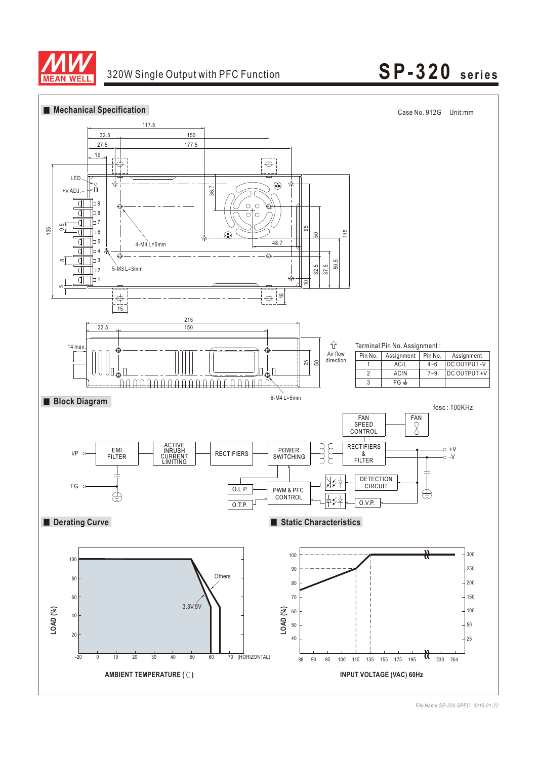320W Single Output with PFC Function

# SP-320 series

## Mechanical Specification

Case No. 912G Unit:mm

117.5
32.5
150
27.5
177.5
19
LED
+V ADJ.
9
8
7
6
5
4
3
2
1
135
9.5
8
5
36.7
4-M4 L=5mm
5-M3 L=3mm
48.7
95
50
115
32.5
37.5
50.5
10
16
15

215
32.5
150
14 max.
25
50
Air flow direction
6-M4 L=5mm

Terminal Pin No. Assignment :

| Pin No. | Assignment | Pin No. | Assignment |
|---|---|---|---|
| 1 | AC/L | 4~6 | DC OUTPUT -V |
| 2 | AC/N | 7~9 | DC OUTPUT +V |
| 3 | FG ⏚ | | |

## Block Diagram

fosc : 100KHz

I/P
FG
EMI FILTER
ACTIVE INRUSH CURRENT LIMITING
RECTIFIERS
POWER SWITCHING
RECTIFIERS & FILTER
FAN SPEED CONTROL
FAN
+V
-V
O.L.P.
O.T.P.
PWM & PFC CONTROL
DETECTION CIRCUIT
O.V.P.

## Derating Curve

LOAD (%)
100
80
60
40
20
Others
3.3V,5V
-20 0 10 20 30 40 50 60 70 (HORIZONTAL)
AMBIENT TEMPERATURE (℃)

## Static Characteristics

LOAD (%)
100
90
80
70
60
50
40
300
250
200
150
100
50
25
88 90 95 100 115 135 155 175 195 230 264
INPUT VOLTAGE (VAC) 60Hz

*File Name:SP-320-SPEC 2015-01-22*